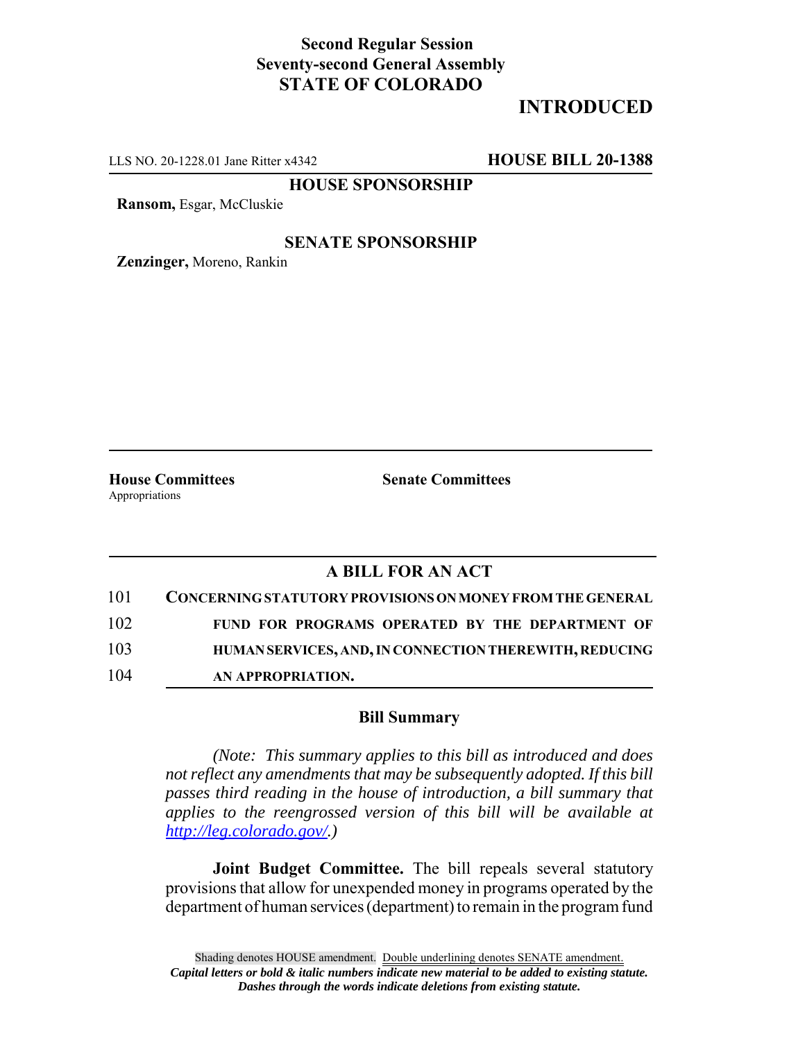**Second Regular Session**
**Seventy-second General Assembly**
**STATE OF COLORADO**

# INTRODUCED

LLS NO. 20-1228.01 Jane Ritter x4342 **HOUSE BILL 20-1388**

**HOUSE SPONSORSHIP**

**Ransom,** Esgar, McCluskie

**SENATE SPONSORSHIP**

**Zenzinger,** Moreno, Rankin

**House Committees**
Appropriations

**Senate Committees**

## A BILL FOR AN ACT

101 **CONCERNING STATUTORY PROVISIONS ON MONEY FROM THE GENERAL**
102 **FUND FOR PROGRAMS OPERATED BY THE DEPARTMENT OF**
103 **HUMAN SERVICES, AND, IN CONNECTION THEREWITH, REDUCING**
104 **AN APPROPRIATION.**

### Bill Summary

*(Note: This summary applies to this bill as introduced and does not reflect any amendments that may be subsequently adopted. If this bill passes third reading in the house of introduction, a bill summary that applies to the reengrossed version of this bill will be available at http://leg.colorado.gov/.)*

**Joint Budget Committee.** The bill repeals several statutory provisions that allow for unexpended money in programs operated by the department of human services (department) to remain in the program fund

Shading denotes HOUSE amendment. Double underlining denotes SENATE amendment.
*Capital letters or bold & italic numbers indicate new material to be added to existing statute.*
*Dashes through the words indicate deletions from existing statute.*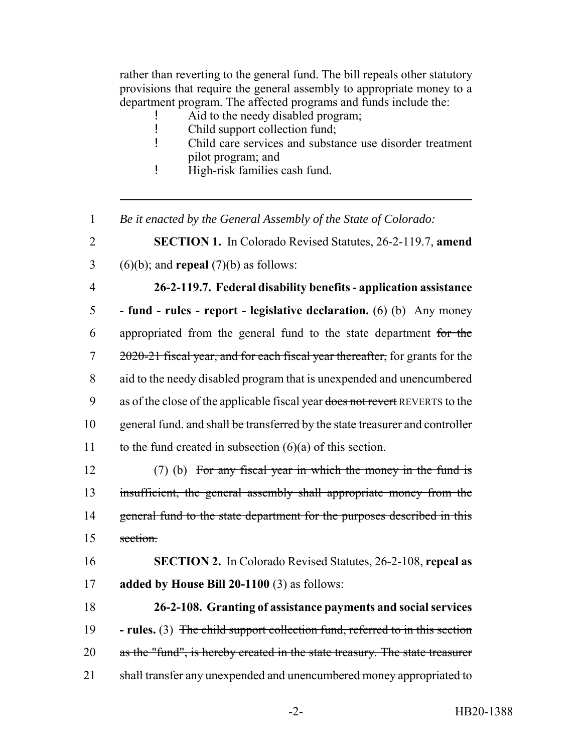rather than reverting to the general fund. The bill repeals other statutory provisions that require the general assembly to appropriate money to a department program. The affected programs and funds include the:

- Aid to the needy disabled program;
- Child support collection fund;
- Child care services and substance use disorder treatment pilot program; and
- High-risk families cash fund.

---

1 *Be it enacted by the General Assembly of the State of Colorado:*

2 **SECTION 1.** In Colorado Revised Statutes, 26-2-119.7, **amend**
3 (6)(b); and **repeal** (7)(b) as follows:

4 **26-2-119.7. Federal disability benefits - application assistance**
5 **- fund - rules - report - legislative declaration.** (6) (b) Any money
6 appropriated from the general fund to the state department ~~for the~~
7 ~~2020-21 fiscal year, and for each fiscal year thereafter,~~ for grants for the
8 aid to the needy disabled program that is unexpended and unencumbered
9 as of the close of the applicable fiscal year ~~does not revert~~ REVERTS to the
10 general fund. ~~and shall be transferred by the state treasurer and controller~~
11 ~~to the fund created in subsection (6)(a) of this section.~~

12 (7) (b) ~~For any fiscal year in which the money in the fund is~~
13 ~~insufficient, the general assembly shall appropriate money from the~~
14 ~~general fund to the state department for the purposes described in this~~
15 ~~section.~~

16 **SECTION 2.** In Colorado Revised Statutes, 26-2-108, **repeal as**
17 **added by House Bill 20-1100** (3) as follows:

18 **26-2-108. Granting of assistance payments and social services**
19 **- rules.** (3) ~~The child support collection fund, referred to in this section~~
20 ~~as the "fund", is hereby created in the state treasury. The state treasurer~~
21 ~~shall transfer any unexpended and unencumbered money appropriated to~~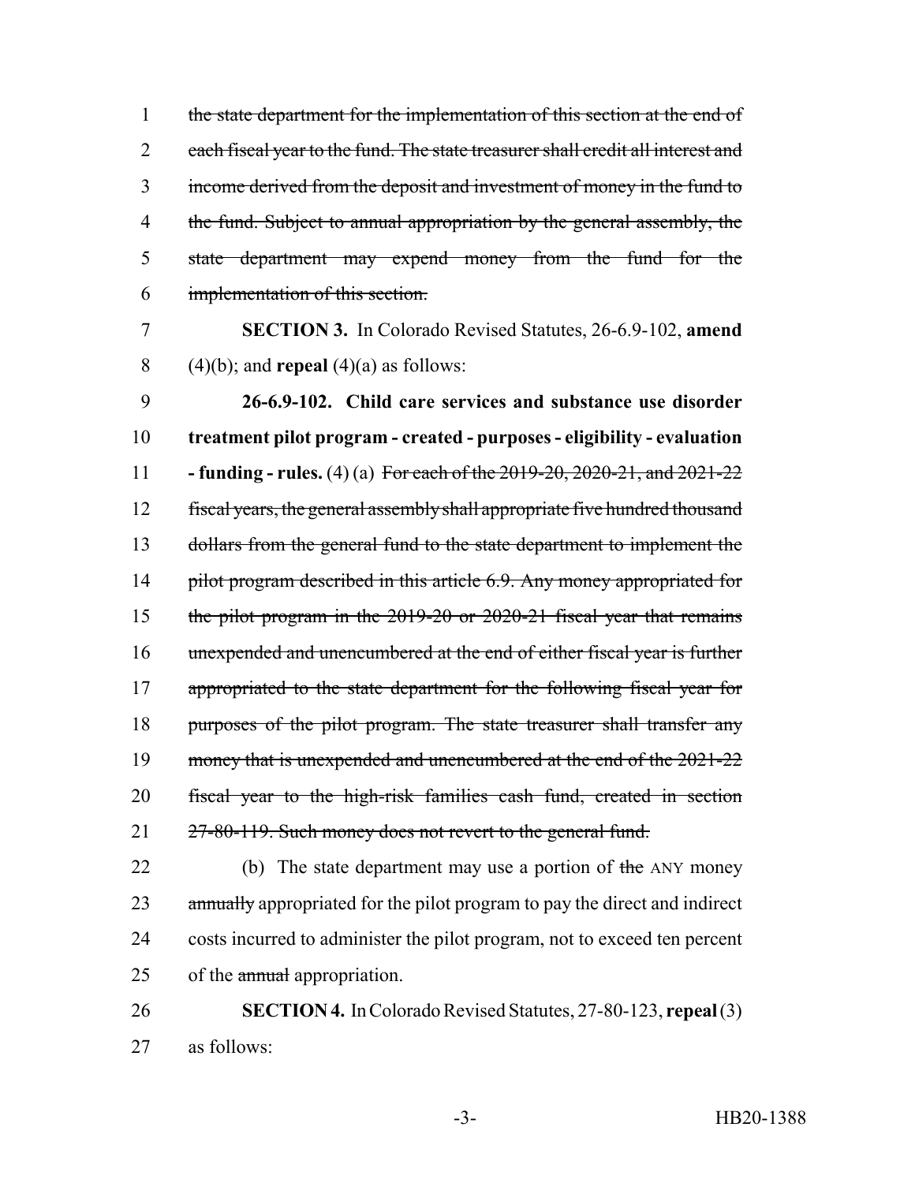~~the state department for the implementation of this section at the end of each fiscal year to the fund. The state treasurer shall credit all interest and income derived from the deposit and investment of money in the fund to the fund. Subject to annual appropriation by the general assembly, the state department may expend money from the fund for the implementation of this section.~~

**SECTION 3.** In Colorado Revised Statutes, 26-6.9-102, **amend** (4)(b); and **repeal** (4)(a) as follows:

**26-6.9-102. Child care services and substance use disorder treatment pilot program - created - purposes - eligibility - evaluation - funding - rules.** (4) (a) ~~For each of the 2019-20, 2020-21, and 2021-22 fiscal years, the general assembly shall appropriate five hundred thousand dollars from the general fund to the state department to implement the pilot program described in this article 6.9. Any money appropriated for the pilot program in the 2019-20 or 2020-21 fiscal year that remains unexpended and unencumbered at the end of either fiscal year is further appropriated to the state department for the following fiscal year for purposes of the pilot program. The state treasurer shall transfer any money that is unexpended and unencumbered at the end of the 2021-22 fiscal year to the high-risk families cash fund, created in section 27-80-119. Such money does not revert to the general fund.~~

(b) The state department may use a portion of ~~the~~ ANY money ~~annually~~ appropriated for the pilot program to pay the direct and indirect costs incurred to administer the pilot program, not to exceed ten percent of the ~~annual~~ appropriation.

**SECTION 4.** In Colorado Revised Statutes, 27-80-123, **repeal** (3) as follows: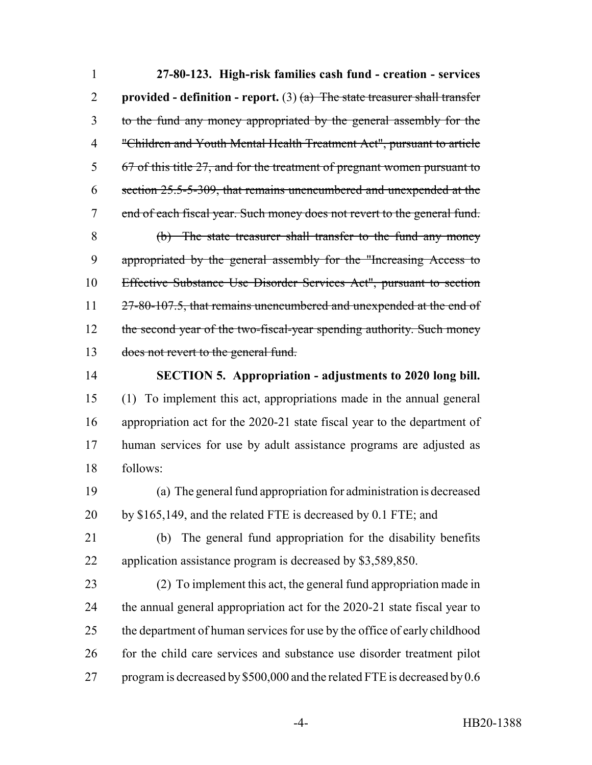**27-80-123. High-risk families cash fund - creation - services provided - definition - report.** (3) ~~(a) The state treasurer shall transfer to the fund any money appropriated by the general assembly for the "Children and Youth Mental Health Treatment Act", pursuant to article 67 of this title 27, and for the treatment of pregnant women pursuant to section 25.5-5-309, that remains unencumbered and unexpended at the end of each fiscal year. Such money does not revert to the general fund.~~

~~(b) The state treasurer shall transfer to the fund any money appropriated by the general assembly for the "Increasing Access to Effective Substance Use Disorder Services Act", pursuant to section 27-80-107.5, that remains unencumbered and unexpended at the end of the second year of the two-fiscal-year spending authority. Such money does not revert to the general fund.~~

**SECTION 5. Appropriation - adjustments to 2020 long bill.** (1) To implement this act, appropriations made in the annual general appropriation act for the 2020-21 state fiscal year to the department of human services for use by adult assistance programs are adjusted as follows:

(a) The general fund appropriation for administration is decreased by $165,149, and the related FTE is decreased by 0.1 FTE; and

(b) The general fund appropriation for the disability benefits application assistance program is decreased by $3,589,850.

(2) To implement this act, the general fund appropriation made in the annual general appropriation act for the 2020-21 state fiscal year to the department of human services for use by the office of early childhood for the child care services and substance use disorder treatment pilot program is decreased by $500,000 and the related FTE is decreased by 0.6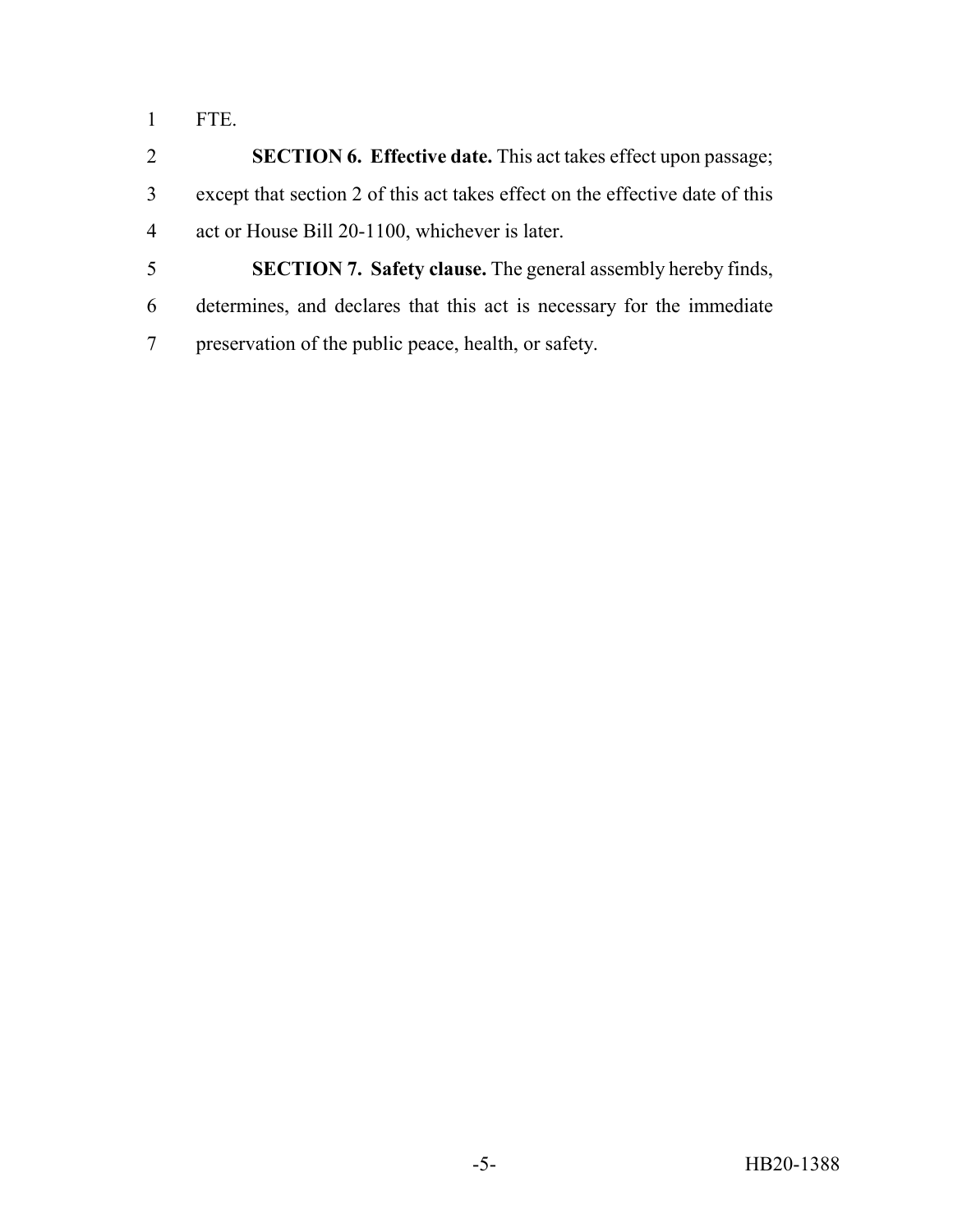FTE.

**SECTION 6. Effective date.** This act takes effect upon passage; except that section 2 of this act takes effect on the effective date of this act or House Bill 20-1100, whichever is later.

**SECTION 7. Safety clause.** The general assembly hereby finds, determines, and declares that this act is necessary for the immediate preservation of the public peace, health, or safety.